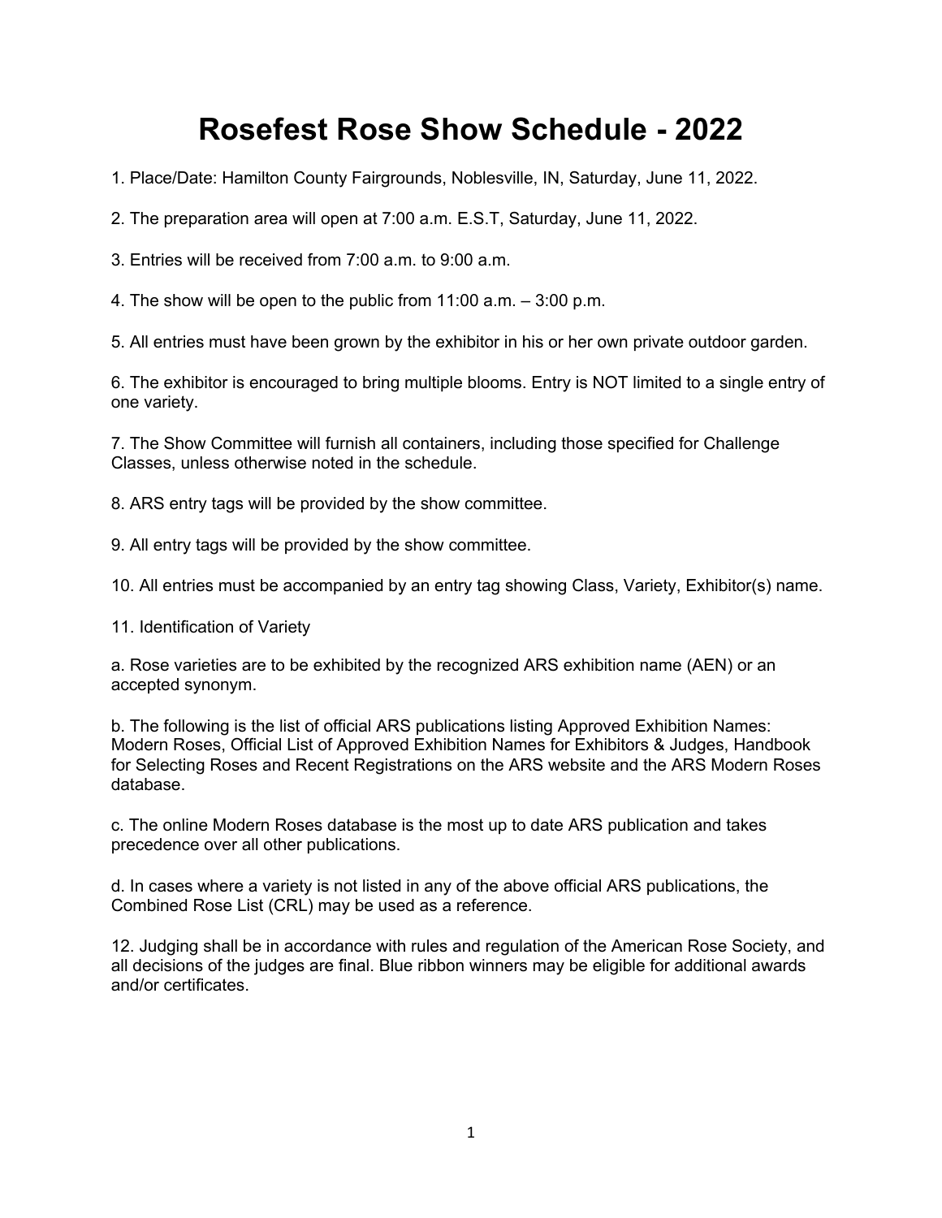# Rosefest Rose Show Schedule - 2022

1. Place/Date: Hamilton County Fairgrounds, Noblesville, IN, Saturday, June 11, 2022.

2. The preparation area will open at 7:00 a.m. E.S.T, Saturday, June 11, 2022.

3. Entries will be received from 7:00 a.m. to 9:00 a.m.

4. The show will be open to the public from 11:00 a.m. – 3:00 p.m.

5. All entries must have been grown by the exhibitor in his or her own private outdoor garden.

6. The exhibitor is encouraged to bring multiple blooms. Entry is NOT limited to a single entry of one variety.

7. The Show Committee will furnish all containers, including those specified for Challenge Classes, unless otherwise noted in the schedule.

8. ARS entry tags will be provided by the show committee.

9. All entry tags will be provided by the show committee.

10. All entries must be accompanied by an entry tag showing Class, Variety, Exhibitor(s) name.

11. Identification of Variety

a. Rose varieties are to be exhibited by the recognized ARS exhibition name (AEN) or an accepted synonym.

b. The following is the list of official ARS publications listing Approved Exhibition Names: Modern Roses, Official List of Approved Exhibition Names for Exhibitors & Judges, Handbook for Selecting Roses and Recent Registrations on the ARS website and the ARS Modern Roses database.

c. The online Modern Roses database is the most up to date ARS publication and takes precedence over all other publications.

d. In cases where a variety is not listed in any of the above official ARS publications, the Combined Rose List (CRL) may be used as a reference.

12. Judging shall be in accordance with rules and regulation of the American Rose Society, and all decisions of the judges are final. Blue ribbon winners may be eligible for additional awards and/or certificates.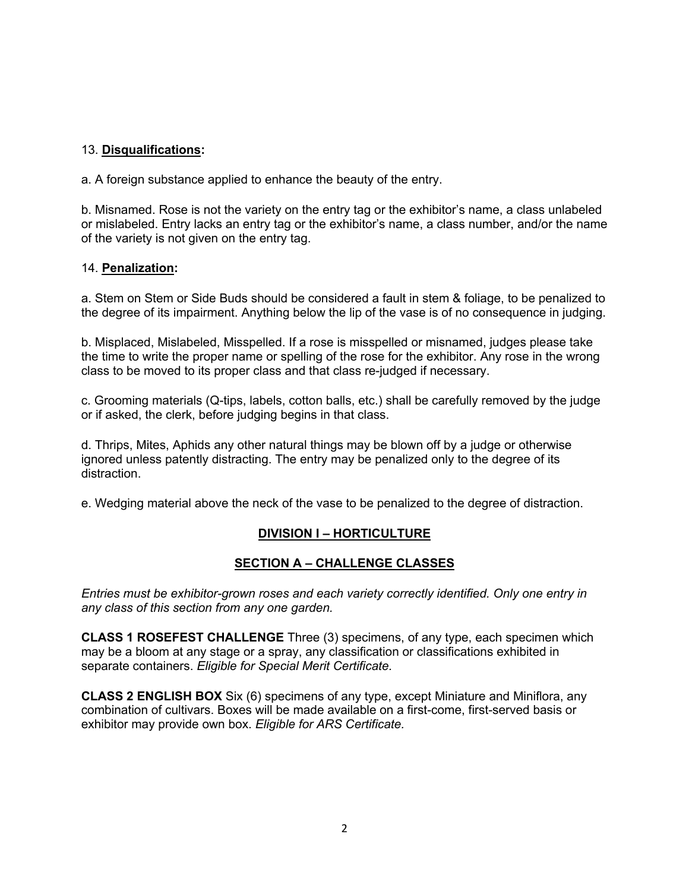13. **Disqualifications:**

a. A foreign substance applied to enhance the beauty of the entry.

b. Misnamed. Rose is not the variety on the entry tag or the exhibitor's name, a class unlabeled or mislabeled. Entry lacks an entry tag or the exhibitor's name, a class number, and/or the name of the variety is not given on the entry tag.

14. **Penalization:**

a. Stem on Stem or Side Buds should be considered a fault in stem & foliage, to be penalized to the degree of its impairment. Anything below the lip of the vase is of no consequence in judging.

b. Misplaced, Mislabeled, Misspelled. If a rose is misspelled or misnamed, judges please take the time to write the proper name or spelling of the rose for the exhibitor. Any rose in the wrong class to be moved to its proper class and that class re-judged if necessary.

c. Grooming materials (Q-tips, labels, cotton balls, etc.) shall be carefully removed by the judge or if asked, the clerk, before judging begins in that class.

d. Thrips, Mites, Aphids any other natural things may be blown off by a judge or otherwise ignored unless patently distracting. The entry may be penalized only to the degree of its distraction.

e. Wedging material above the neck of the vase to be penalized to the degree of distraction.

## DIVISION I – HORTICULTURE

### SECTION A – CHALLENGE CLASSES

*Entries must be exhibitor-grown roses and each variety correctly identified. Only one entry in any class of this section from any one garden.*

**CLASS 1 ROSEFEST CHALLENGE** Three (3) specimens, of any type, each specimen which may be a bloom at any stage or a spray, any classification or classifications exhibited in separate containers. *Eligible for Special Merit Certificate.*

**CLASS 2 ENGLISH BOX** Six (6) specimens of any type, except Miniature and Miniflora, any combination of cultivars. Boxes will be made available on a first-come, first-served basis or exhibitor may provide own box. *Eligible for ARS Certificate.*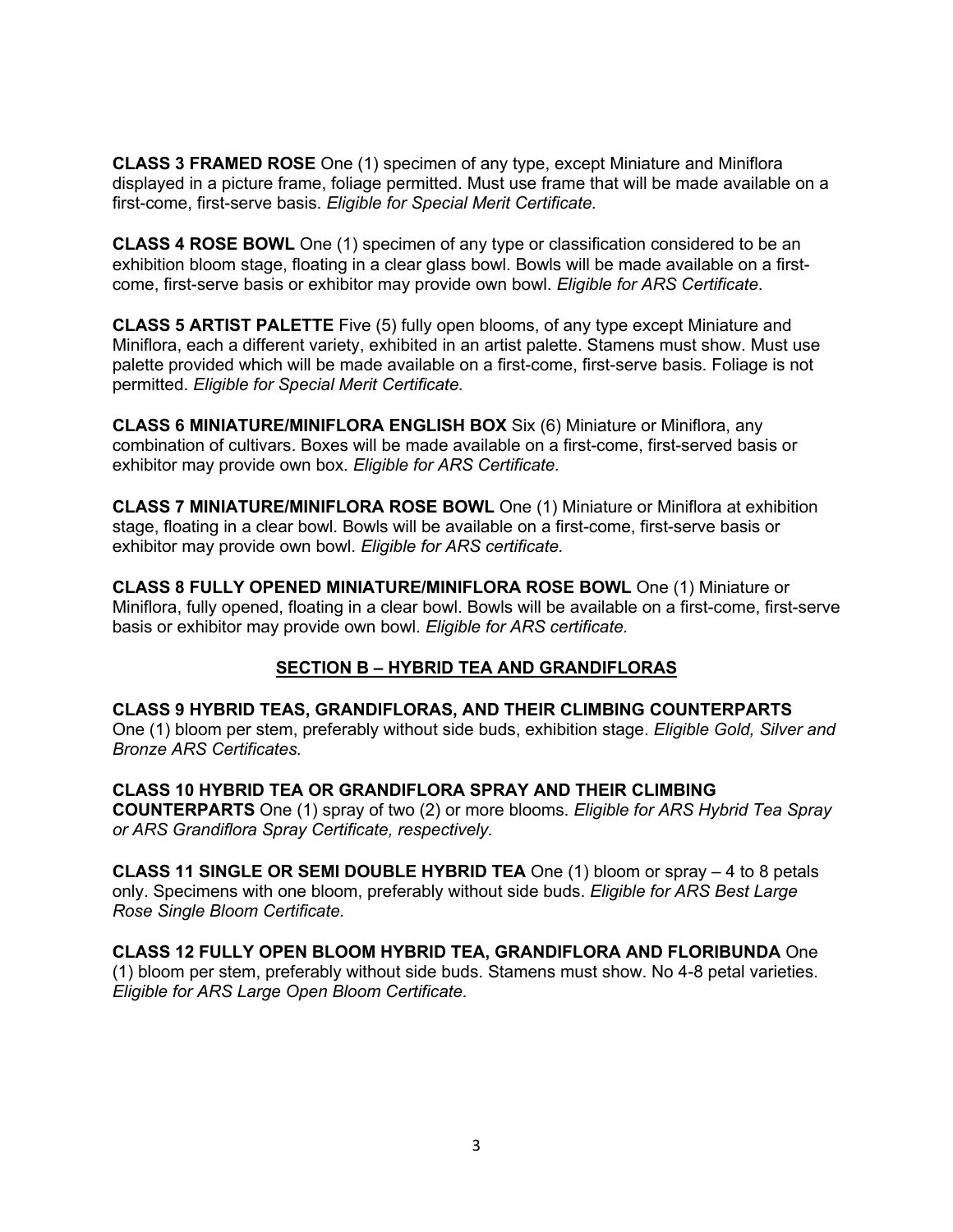**CLASS 3 FRAMED ROSE** One (1) specimen of any type, except Miniature and Miniflora displayed in a picture frame, foliage permitted. Must use frame that will be made available on a first-come, first-serve basis. *Eligible for Special Merit Certificate.*

**CLASS 4 ROSE BOWL** One (1) specimen of any type or classification considered to be an exhibition bloom stage, floating in a clear glass bowl. Bowls will be made available on a first-come, first-serve basis or exhibitor may provide own bowl. *Eligible for ARS Certificate*.

**CLASS 5 ARTIST PALETTE** Five (5) fully open blooms, of any type except Miniature and Miniflora, each a different variety, exhibited in an artist palette. Stamens must show. Must use palette provided which will be made available on a first-come, first-serve basis. Foliage is not permitted. *Eligible for Special Merit Certificate.*

**CLASS 6 MINIATURE/MINIFLORA ENGLISH BOX** Six (6) Miniature or Miniflora, any combination of cultivars. Boxes will be made available on a first-come, first-served basis or exhibitor may provide own box. *Eligible for ARS Certificate.*

**CLASS 7 MINIATURE/MINIFLORA ROSE BOWL** One (1) Miniature or Miniflora at exhibition stage, floating in a clear bowl. Bowls will be available on a first-come, first-serve basis or exhibitor may provide own bowl. *Eligible for ARS certificate.*

**CLASS 8 FULLY OPENED MINIATURE/MINIFLORA ROSE BOWL** One (1) Miniature or Miniflora, fully opened, floating in a clear bowl. Bowls will be available on a first-come, first-serve basis or exhibitor may provide own bowl. *Eligible for ARS certificate.*

## SECTION B – HYBRID TEA AND GRANDIFLORAS

**CLASS 9 HYBRID TEAS, GRANDIFLORAS, AND THEIR CLIMBING COUNTERPARTS** One (1) bloom per stem, preferably without side buds, exhibition stage. *Eligible Gold, Silver and Bronze ARS Certificates.*

**CLASS 10 HYBRID TEA OR GRANDIFLORA SPRAY AND THEIR CLIMBING COUNTERPARTS** One (1) spray of two (2) or more blooms. *Eligible for ARS Hybrid Tea Spray or ARS Grandiflora Spray Certificate, respectively.*

**CLASS 11 SINGLE OR SEMI DOUBLE HYBRID TEA** One (1) bloom or spray – 4 to 8 petals only. Specimens with one bloom, preferably without side buds. *Eligible for ARS Best Large Rose Single Bloom Certificate.*

**CLASS 12 FULLY OPEN BLOOM HYBRID TEA, GRANDIFLORA AND FLORIBUNDA** One (1) bloom per stem, preferably without side buds. Stamens must show. No 4-8 petal varieties. *Eligible for ARS Large Open Bloom Certificate.*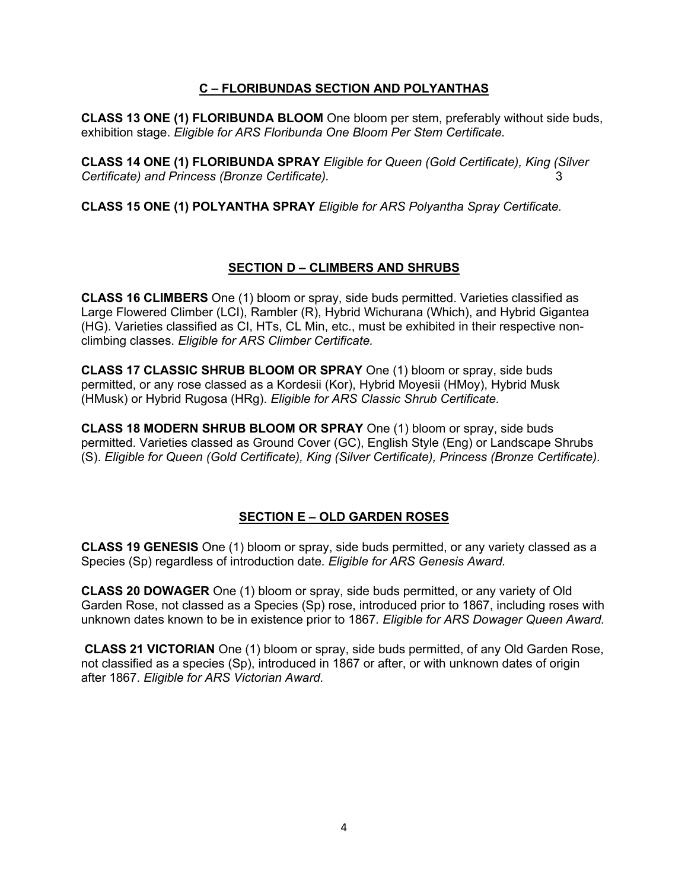## C – FLORIBUNDAS SECTION AND POLYANTHAS

**CLASS 13 ONE (1) FLORIBUNDA BLOOM** One bloom per stem, preferably without side buds, exhibition stage. *Eligible for ARS Floribunda One Bloom Per Stem Certificate.*

**CLASS 14 ONE (1) FLORIBUNDA SPRAY** *Eligible for Queen (Gold Certificate), King (Silver Certificate) and Princess (Bronze Certificate).* 3

**CLASS 15 ONE (1) POLYANTHA SPRAY** *Eligible for ARS Polyantha Spray Certificate.*

## SECTION D – CLIMBERS AND SHRUBS

**CLASS 16 CLIMBERS** One (1) bloom or spray, side buds permitted. Varieties classified as Large Flowered Climber (LCl), Rambler (R), Hybrid Wichurana (Which), and Hybrid Gigantea (HG). Varieties classified as Cl, HTs, CL Min, etc., must be exhibited in their respective non-climbing classes. *Eligible for ARS Climber Certificate.*

**CLASS 17 CLASSIC SHRUB BLOOM OR SPRAY** One (1) bloom or spray, side buds permitted, or any rose classed as a Kordesii (Kor), Hybrid Moyesii (HMoy), Hybrid Musk (HMusk) or Hybrid Rugosa (HRg). *Eligible for ARS Classic Shrub Certificate.*

**CLASS 18 MODERN SHRUB BLOOM OR SPRAY** One (1) bloom or spray, side buds permitted. Varieties classed as Ground Cover (GC), English Style (Eng) or Landscape Shrubs (S). *Eligible for Queen (Gold Certificate), King (Silver Certificate), Princess (Bronze Certificate).*

## SECTION E – OLD GARDEN ROSES

**CLASS 19 GENESIS** One (1) bloom or spray, side buds permitted, or any variety classed as a Species (Sp) regardless of introduction date*. Eligible for ARS Genesis Award.*

**CLASS 20 DOWAGER** One (1) bloom or spray, side buds permitted, or any variety of Old Garden Rose, not classed as a Species (Sp) rose, introduced prior to 1867, including roses with unknown dates known to be in existence prior to 1867. *Eligible for ARS Dowager Queen Award.*

**CLASS 21 VICTORIAN** One (1) bloom or spray, side buds permitted, of any Old Garden Rose, not classified as a species (Sp), introduced in 1867 or after, or with unknown dates of origin after 1867. *Eligible for ARS Victorian Award.*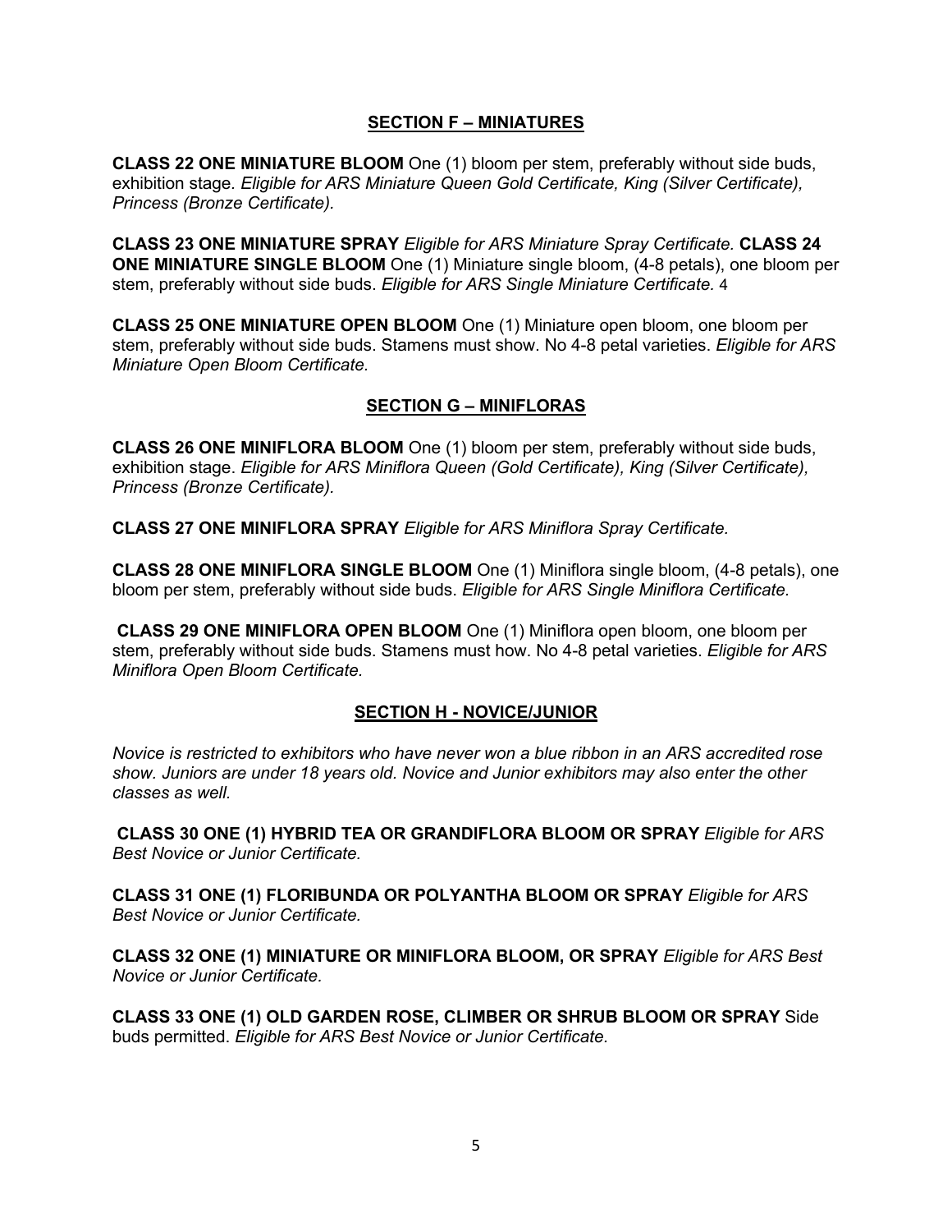## SECTION F – MINIATURES

**CLASS 22 ONE MINIATURE BLOOM** One (1) bloom per stem, preferably without side buds, exhibition stage. *Eligible for ARS Miniature Queen Gold Certificate, King (Silver Certificate), Princess (Bronze Certificate).*

**CLASS 23 ONE MINIATURE SPRAY** *Eligible for ARS Miniature Spray Certificate.* **CLASS 24 ONE MINIATURE SINGLE BLOOM** One (1) Miniature single bloom, (4-8 petals), one bloom per stem, preferably without side buds. *Eligible for ARS Single Miniature Certificate.* 4

**CLASS 25 ONE MINIATURE OPEN BLOOM** One (1) Miniature open bloom, one bloom per stem, preferably without side buds. Stamens must show. No 4-8 petal varieties. *Eligible for ARS Miniature Open Bloom Certificate.*

## SECTION G – MINIFLORAS

**CLASS 26 ONE MINIFLORA BLOOM** One (1) bloom per stem, preferably without side buds, exhibition stage. *Eligible for ARS Miniflora Queen (Gold Certificate), King (Silver Certificate), Princess (Bronze Certificate).*

**CLASS 27 ONE MINIFLORA SPRAY** *Eligible for ARS Miniflora Spray Certificate.*

**CLASS 28 ONE MINIFLORA SINGLE BLOOM** One (1) Miniflora single bloom, (4-8 petals), one bloom per stem, preferably without side buds. *Eligible for ARS Single Miniflora Certificate.*

**CLASS 29 ONE MINIFLORA OPEN BLOOM** One (1) Miniflora open bloom, one bloom per stem, preferably without side buds. Stamens must how. No 4-8 petal varieties. *Eligible for ARS Miniflora Open Bloom Certificate.*

## SECTION H - NOVICE/JUNIOR

*Novice is restricted to exhibitors who have never won a blue ribbon in an ARS accredited rose show. Juniors are under 18 years old. Novice and Junior exhibitors may also enter the other classes as well.*

**CLASS 30 ONE (1) HYBRID TEA OR GRANDIFLORA BLOOM OR SPRAY** *Eligible for ARS Best Novice or Junior Certificate.*

**CLASS 31 ONE (1) FLORIBUNDA OR POLYANTHA BLOOM OR SPRAY** *Eligible for ARS Best Novice or Junior Certificate.*

**CLASS 32 ONE (1) MINIATURE OR MINIFLORA BLOOM, OR SPRAY** *Eligible for ARS Best Novice or Junior Certificate.*

**CLASS 33 ONE (1) OLD GARDEN ROSE, CLIMBER OR SHRUB BLOOM OR SPRAY** Side buds permitted. *Eligible for ARS Best Novice or Junior Certificate.*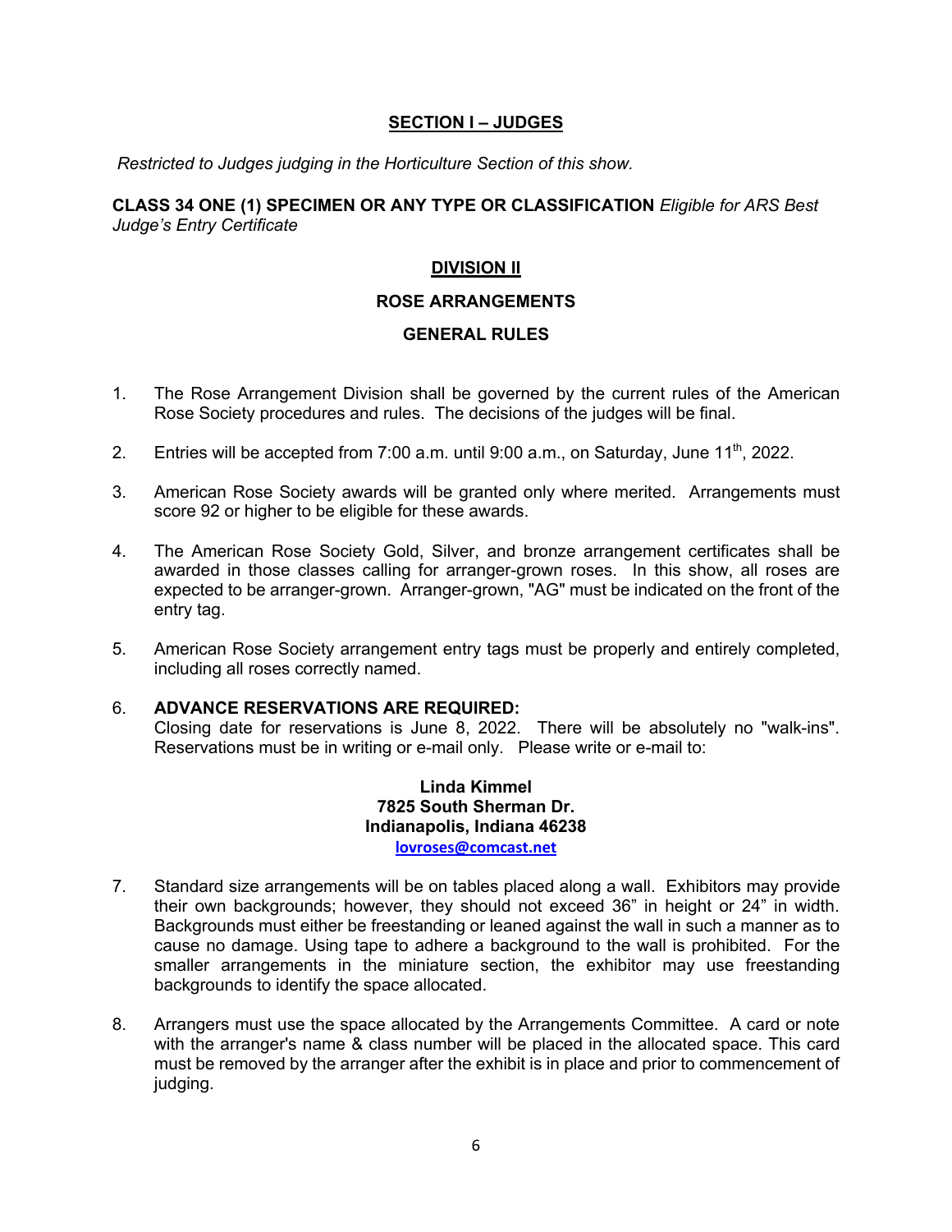## SECTION I – JUDGES

*Restricted to Judges judging in the Horticulture Section of this show.*

**CLASS 34 ONE (1) SPECIMEN OR ANY TYPE OR CLASSIFICATION** *Eligible for ARS Best Judge's Entry Certificate*

## DIVISION II

### ROSE ARRANGEMENTS

### GENERAL RULES

1. The Rose Arrangement Division shall be governed by the current rules of the American Rose Society procedures and rules. The decisions of the judges will be final.

2. Entries will be accepted from 7:00 a.m. until 9:00 a.m., on Saturday, June 11th, 2022.

3. American Rose Society awards will be granted only where merited. Arrangements must score 92 or higher to be eligible for these awards.

4. The American Rose Society Gold, Silver, and bronze arrangement certificates shall be awarded in those classes calling for arranger-grown roses. In this show, all roses are expected to be arranger-grown. Arranger-grown, "AG" must be indicated on the front of the entry tag.

5. American Rose Society arrangement entry tags must be properly and entirely completed, including all roses correctly named.

6. **ADVANCE RESERVATIONS ARE REQUIRED:**
   Closing date for reservations is June 8, 2022. There will be absolutely no "walk-ins". Reservations must be in writing or e-mail only. Please write or e-mail to:

   **Linda Kimmel**
   **7825 South Sherman Dr.**
   **Indianapolis, Indiana 46238**
   **lovroses@comcast.net**

7. Standard size arrangements will be on tables placed along a wall. Exhibitors may provide their own backgrounds; however, they should not exceed 36" in height or 24" in width. Backgrounds must either be freestanding or leaned against the wall in such a manner as to cause no damage. Using tape to adhere a background to the wall is prohibited. For the smaller arrangements in the miniature section, the exhibitor may use freestanding backgrounds to identify the space allocated.

8. Arrangers must use the space allocated by the Arrangements Committee. A card or note with the arranger's name & class number will be placed in the allocated space. This card must be removed by the arranger after the exhibit is in place and prior to commencement of judging.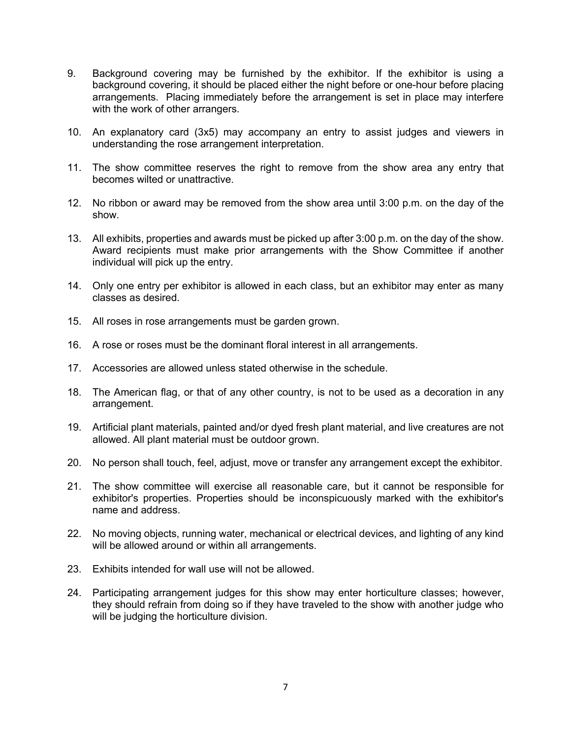9. Background covering may be furnished by the exhibitor. If the exhibitor is using a background covering, it should be placed either the night before or one-hour before placing arrangements. Placing immediately before the arrangement is set in place may interfere with the work of other arrangers.

10. An explanatory card (3x5) may accompany an entry to assist judges and viewers in understanding the rose arrangement interpretation.

11. The show committee reserves the right to remove from the show area any entry that becomes wilted or unattractive.

12. No ribbon or award may be removed from the show area until 3:00 p.m. on the day of the show.

13. All exhibits, properties and awards must be picked up after 3:00 p.m. on the day of the show. Award recipients must make prior arrangements with the Show Committee if another individual will pick up the entry.

14. Only one entry per exhibitor is allowed in each class, but an exhibitor may enter as many classes as desired.

15. All roses in rose arrangements must be garden grown.

16. A rose or roses must be the dominant floral interest in all arrangements.

17. Accessories are allowed unless stated otherwise in the schedule.

18. The American flag, or that of any other country, is not to be used as a decoration in any arrangement.

19. Artificial plant materials, painted and/or dyed fresh plant material, and live creatures are not allowed. All plant material must be outdoor grown.

20. No person shall touch, feel, adjust, move or transfer any arrangement except the exhibitor.

21. The show committee will exercise all reasonable care, but it cannot be responsible for exhibitor's properties. Properties should be inconspicuously marked with the exhibitor's name and address.

22. No moving objects, running water, mechanical or electrical devices, and lighting of any kind will be allowed around or within all arrangements.

23. Exhibits intended for wall use will not be allowed.

24. Participating arrangement judges for this show may enter horticulture classes; however, they should refrain from doing so if they have traveled to the show with another judge who will be judging the horticulture division.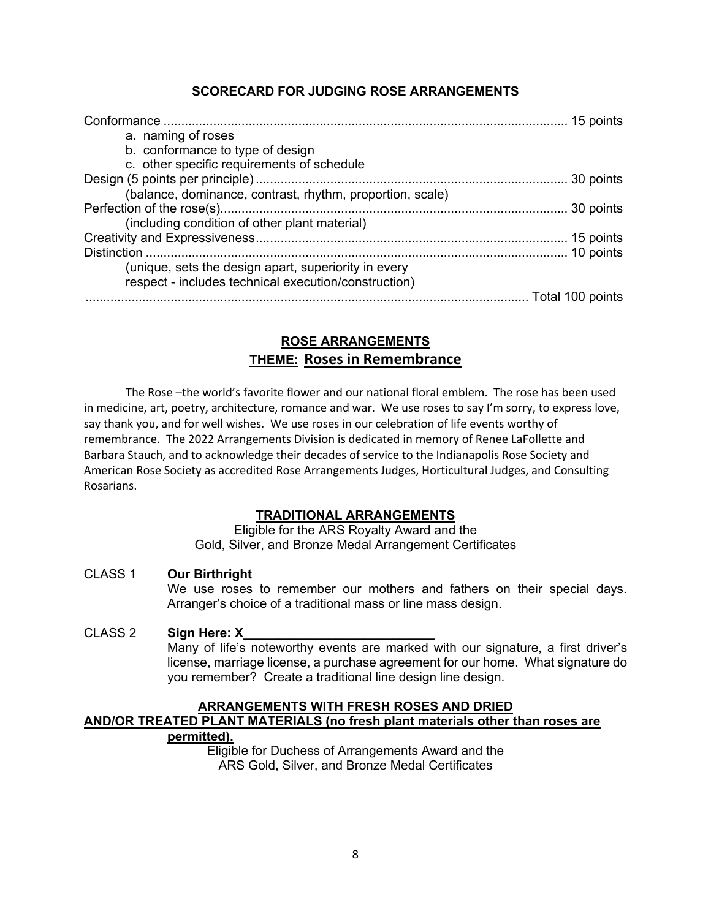## SCORECARD FOR JUDGING ROSE ARRANGEMENTS

| Criteria | Points |
|---|---|
| Conformance | 15 points |
| a. naming of roses | |
| b. conformance to type of design | |
| c. other specific requirements of schedule | |
| Design (5 points per principle) | 30 points |
| (balance, dominance, contrast, rhythm, proportion, scale) | |
| Perfection of the rose(s) | 30 points |
| (including condition of other plant material) | |
| Creativity and Expressiveness | 15 points |
| Distinction | 10 points |
| (unique, sets the design apart, superiority in every respect - includes technical execution/construction) | |
| | Total 100 points |

## ROSE ARRANGEMENTS

## THEME: Roses in Remembrance

The Rose –the world's favorite flower and our national floral emblem. The rose has been used in medicine, art, poetry, architecture, romance and war. We use roses to say I'm sorry, to express love, say thank you, and for well wishes. We use roses in our celebration of life events worthy of remembrance. The 2022 Arrangements Division is dedicated in memory of Renee LaFollette and Barbara Stauch, and to acknowledge their decades of service to the Indianapolis Rose Society and American Rose Society as accredited Rose Arrangements Judges, Horticultural Judges, and Consulting Rosarians.

### TRADITIONAL ARRANGEMENTS

Eligible for the ARS Royalty Award and the
Gold, Silver, and Bronze Medal Arrangement Certificates

CLASS 1 **Our Birthright**
We use roses to remember our mothers and fathers on their special days. Arranger's choice of a traditional mass or line mass design.

CLASS 2 **Sign Here: X__________________________**
Many of life's noteworthy events are marked with our signature, a first driver's license, marriage license, a purchase agreement for our home. What signature do you remember? Create a traditional line design line design.

### ARRANGEMENTS WITH FRESH ROSES AND DRIED AND/OR TREATED PLANT MATERIALS (no fresh plant materials other than roses are permitted).

Eligible for Duchess of Arrangements Award and the
ARS Gold, Silver, and Bronze Medal Certificates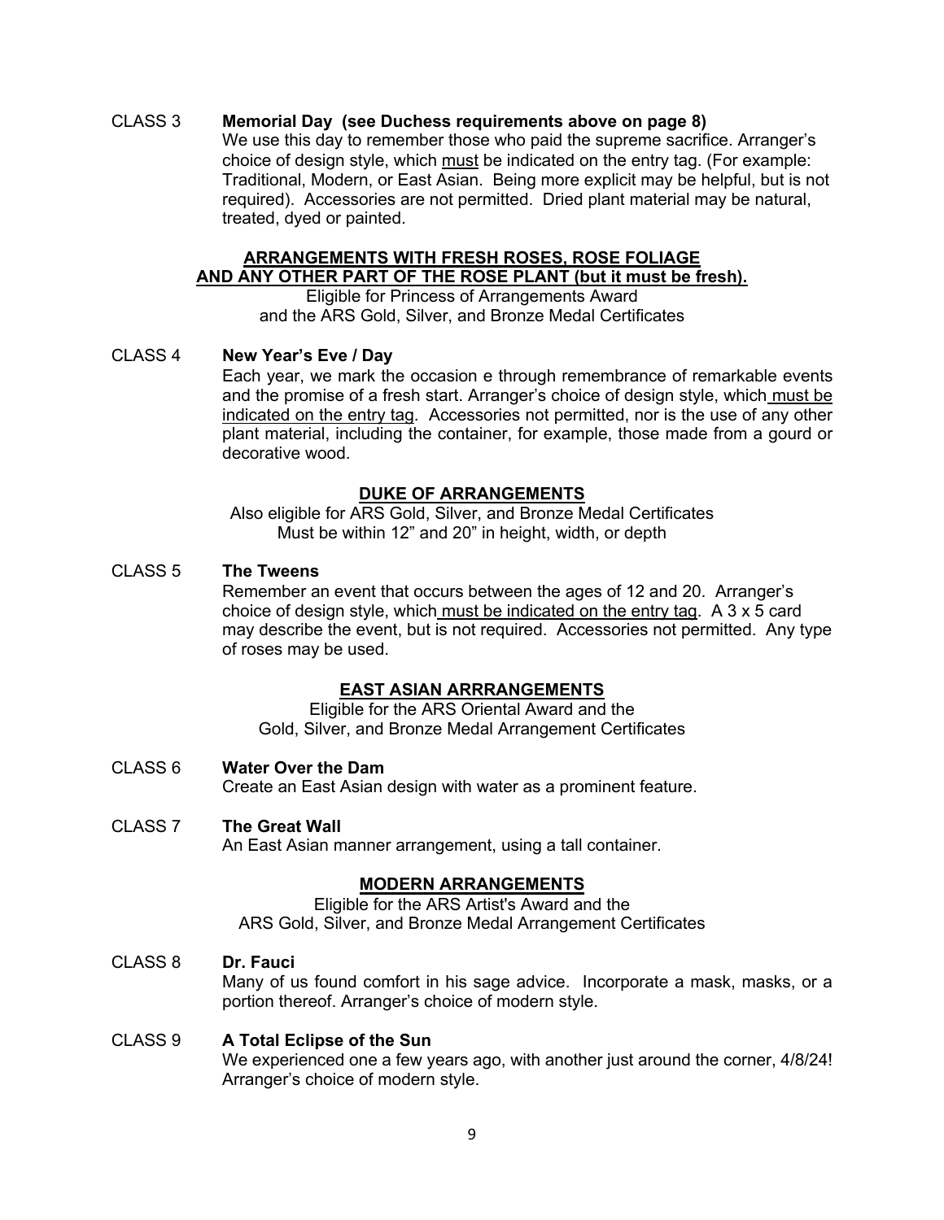CLASS 3 **Memorial Day (see Duchess requirements above on page 8)**

We use this day to remember those who paid the supreme sacrifice. Arranger's choice of design style, which <u>must</u> be indicated on the entry tag. (For example: Traditional, Modern, or East Asian. Being more explicit may be helpful, but is not required). Accessories are not permitted. Dried plant material may be natural, treated, dyed or painted.

## <u>ARRANGEMENTS WITH FRESH ROSES, ROSE FOLIAGE AND ANY OTHER PART OF THE ROSE PLANT (but it must be fresh).</u>

Eligible for Princess of Arrangements Award
and the ARS Gold, Silver, and Bronze Medal Certificates

CLASS 4 **New Year's Eve / Day**

Each year, we mark the occasion e through remembrance of remarkable events and the promise of a fresh start. Arranger's choice of design style, which <u>must be indicated on the entry tag</u>. Accessories not permitted, nor is the use of any other plant material, including the container, for example, those made from a gourd or decorative wood.

## <u>DUKE OF ARRANGEMENTS</u>

Also eligible for ARS Gold, Silver, and Bronze Medal Certificates
Must be within 12" and 20" in height, width, or depth

CLASS 5 **The Tweens**

Remember an event that occurs between the ages of 12 and 20. Arranger's choice of design style, which <u>must be indicated on the entry tag</u>. A 3 x 5 card may describe the event, but is not required. Accessories not permitted. Any type of roses may be used.

## <u>EAST ASIAN ARRRANGEMENTS</u>

Eligible for the ARS Oriental Award and the
Gold, Silver, and Bronze Medal Arrangement Certificates

CLASS 6 **Water Over the Dam**

Create an East Asian design with water as a prominent feature.

CLASS 7 **The Great Wall**

An East Asian manner arrangement, using a tall container.

## <u>MODERN ARRANGEMENTS</u>

Eligible for the ARS Artist's Award and the
ARS Gold, Silver, and Bronze Medal Arrangement Certificates

CLASS 8 **Dr. Fauci**

Many of us found comfort in his sage advice. Incorporate a mask, masks, or a portion thereof. Arranger's choice of modern style.

CLASS 9 **A Total Eclipse of the Sun**

We experienced one a few years ago, with another just around the corner, 4/8/24! Arranger's choice of modern style.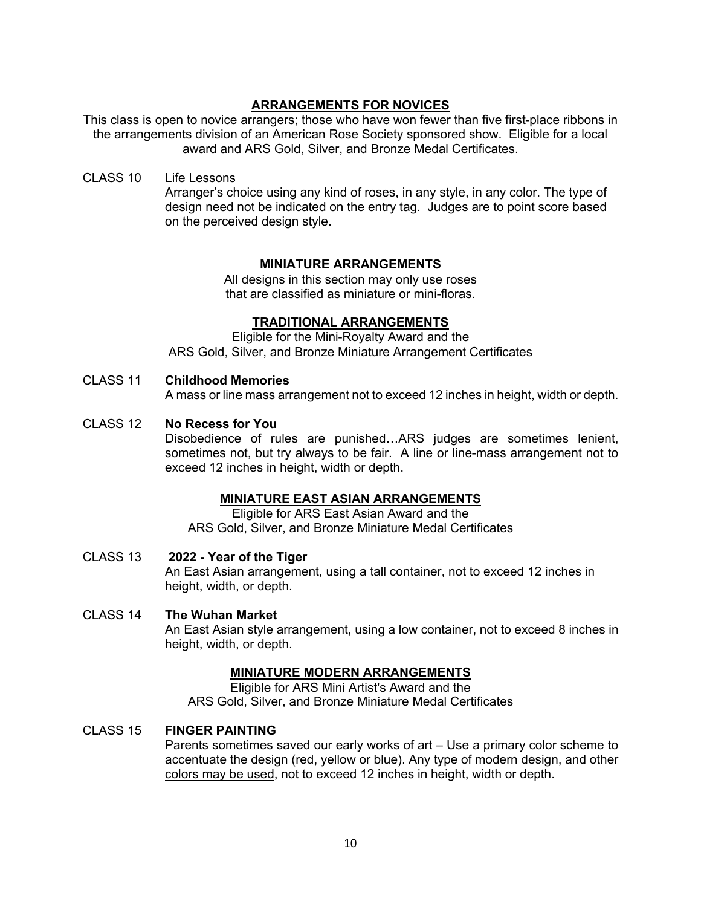## ARRANGEMENTS FOR NOVICES

This class is open to novice arrangers; those who have won fewer than five first-place ribbons in the arrangements division of an American Rose Society sponsored show. Eligible for a local award and ARS Gold, Silver, and Bronze Medal Certificates.

CLASS 10 Life Lessons

Arranger's choice using any kind of roses, in any style, in any color. The type of design need not be indicated on the entry tag. Judges are to point score based on the perceived design style.

## MINIATURE ARRANGEMENTS

All designs in this section may only use roses that are classified as miniature or mini-floras.

### TRADITIONAL ARRANGEMENTS

Eligible for the Mini-Royalty Award and the ARS Gold, Silver, and Bronze Miniature Arrangement Certificates

CLASS 11 **Childhood Memories**

A mass or line mass arrangement not to exceed 12 inches in height, width or depth.

CLASS 12 **No Recess for You**

Disobedience of rules are punished…ARS judges are sometimes lenient, sometimes not, but try always to be fair. A line or line-mass arrangement not to exceed 12 inches in height, width or depth.

### MINIATURE EAST ASIAN ARRANGEMENTS

Eligible for ARS East Asian Award and the ARS Gold, Silver, and Bronze Miniature Medal Certificates

CLASS 13 **2022 - Year of the Tiger**

An East Asian arrangement, using a tall container, not to exceed 12 inches in height, width, or depth.

CLASS 14 **The Wuhan Market**

An East Asian style arrangement, using a low container, not to exceed 8 inches in height, width, or depth.

### MINIATURE MODERN ARRANGEMENTS

Eligible for ARS Mini Artist's Award and the ARS Gold, Silver, and Bronze Miniature Medal Certificates

CLASS 15 **FINGER PAINTING**

Parents sometimes saved our early works of art – Use a primary color scheme to accentuate the design (red, yellow or blue). Any type of modern design, and other colors may be used, not to exceed 12 inches in height, width or depth.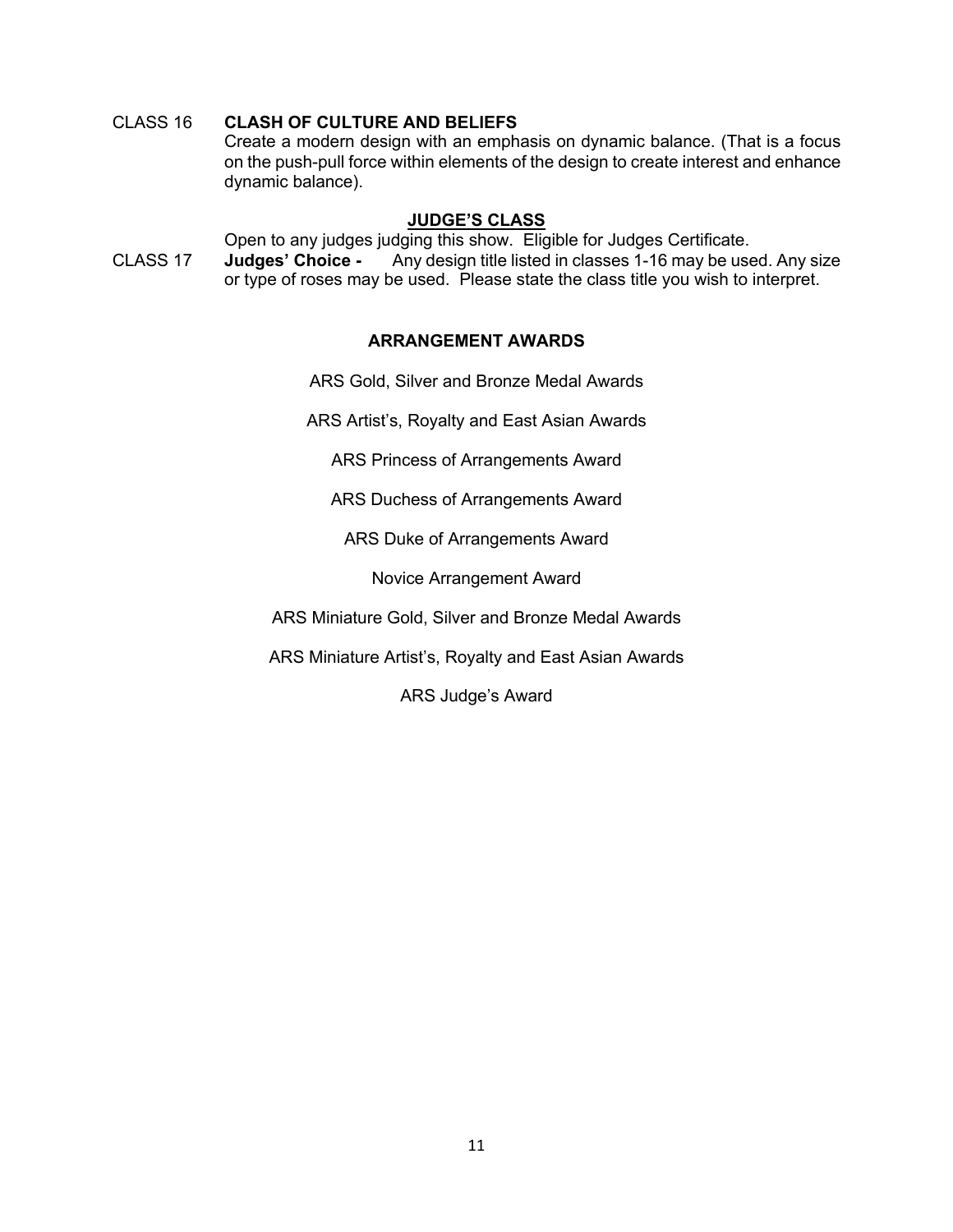CLASS 16 **CLASH OF CULTURE AND BELIEFS**
Create a modern design with an emphasis on dynamic balance. (That is a focus on the push-pull force within elements of the design to create interest and enhance dynamic balance).

## JUDGE'S CLASS

Open to any judges judging this show. Eligible for Judges Certificate.

CLASS 17 **Judges' Choice -** Any design title listed in classes 1-16 may be used. Any size or type of roses may be used. Please state the class title you wish to interpret.

## ARRANGEMENT AWARDS

ARS Gold, Silver and Bronze Medal Awards

ARS Artist's, Royalty and East Asian Awards

ARS Princess of Arrangements Award

ARS Duchess of Arrangements Award

ARS Duke of Arrangements Award

Novice Arrangement Award

ARS Miniature Gold, Silver and Bronze Medal Awards

ARS Miniature Artist's, Royalty and East Asian Awards

ARS Judge's Award